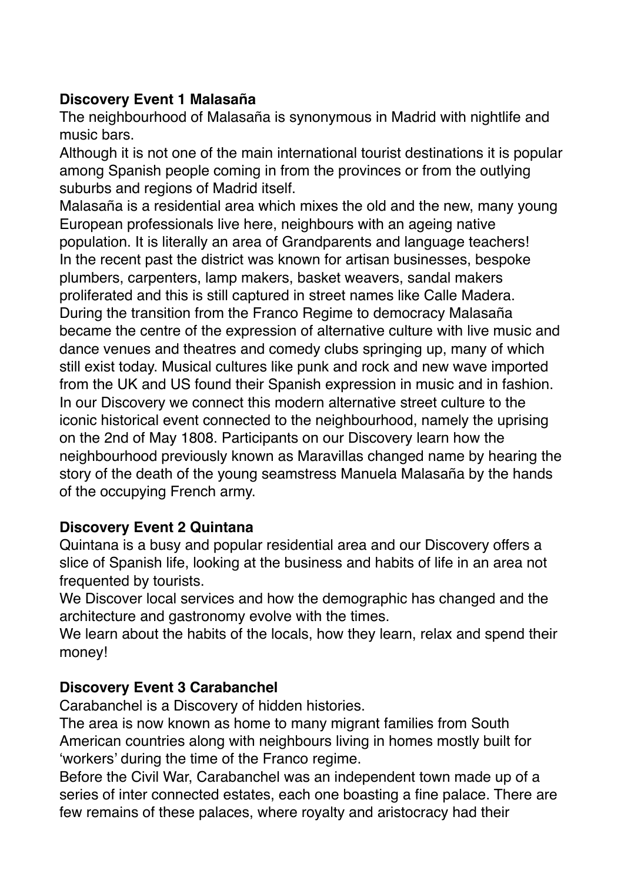**Discovery Event 1 Malasaña**

The neighbourhood of Malasaña is synonymous in Madrid with nightlife and music bars.

Although it is not one of the main international tourist destinations it is popular among Spanish people coming in from the provinces or from the outlying suburbs and regions of Madrid itself.

Malasaña is a residential area which mixes the old and the new, many young European professionals live here, neighbours with an ageing native population. It is literally an area of Grandparents and language teachers!

In the recent past the district was known for artisan businesses, bespoke plumbers, carpenters, lamp makers, basket weavers, sandal makers proliferated and this is still captured in street names like Calle Madera.

During the transition from the Franco Regime to democracy Malasaña became the centre of the expression of alternative culture with live music and dance venues and theatres and comedy clubs springing up, many of which still exist today. Musical cultures like punk and rock and new wave imported from the UK and US found their Spanish expression in music and in fashion.

In our Discovery we connect this modern alternative street culture to the iconic historical event connected to the neighbourhood, namely the uprising on the 2nd of May 1808. Participants on our Discovery learn how the neighbourhood previously known as Maravillas changed name by hearing the story of the death of the young seamstress Manuela Malasaña by the hands of the occupying French army.

**Discovery Event 2 Quintana**

Quintana is a busy and popular residential area and our Discovery offers a slice of Spanish life, looking at the business and habits of life in an area not frequented by tourists.

We Discover local services and how the demographic has changed and the architecture and gastronomy evolve with the times.

We learn about the habits of the locals, how they learn, relax and spend their money!

**Discovery Event 3 Carabanchel**

Carabanchel is a Discovery of hidden histories.

The area is now known as home to many migrant families from South American countries along with neighbours living in homes mostly built for 'workers' during the time of the Franco regime.

Before the Civil War, Carabanchel was an independent town made up of a series of inter connected estates, each one boasting a fine palace. There are few remains of these palaces, where royalty and aristocracy had their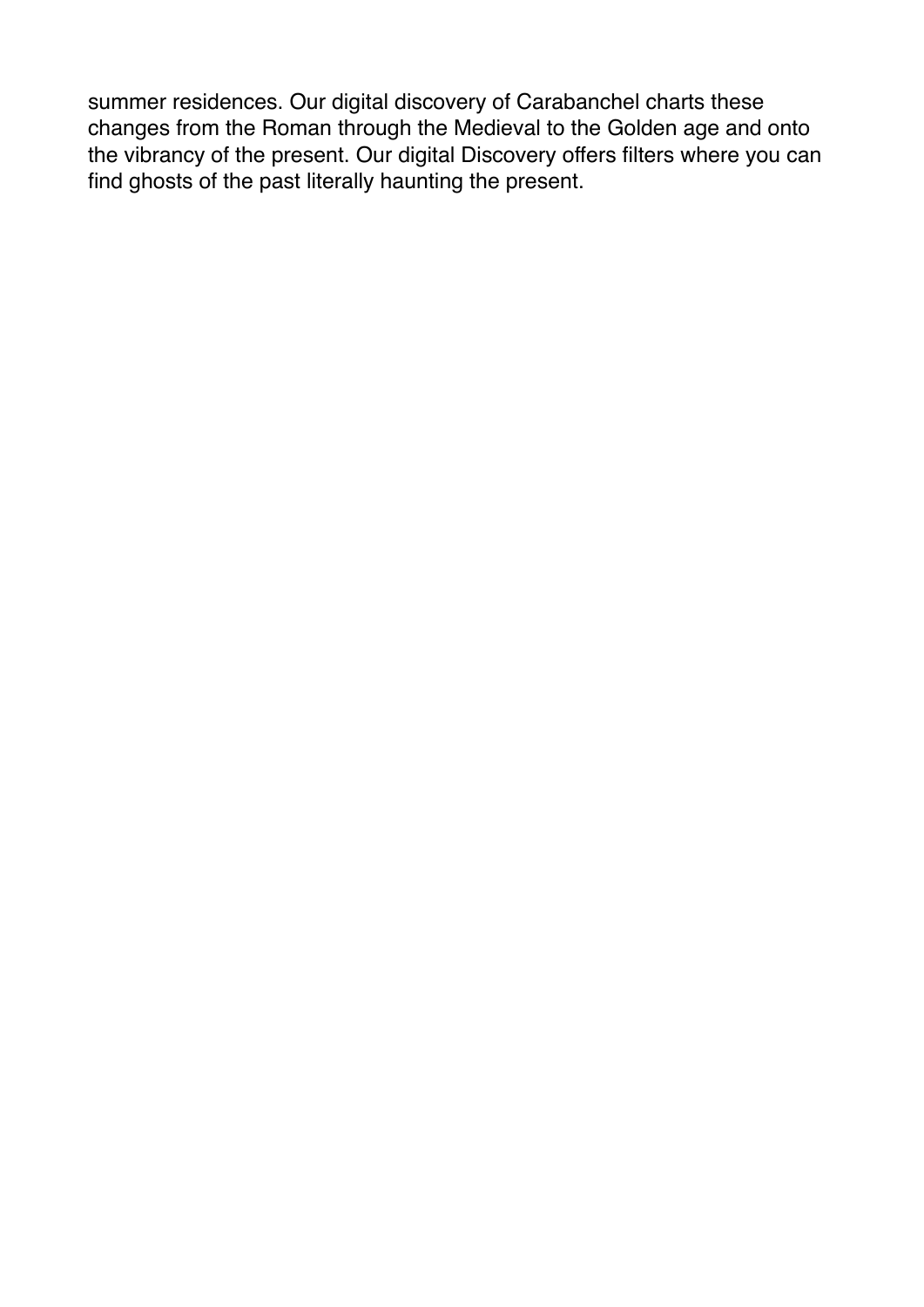summer residences. Our digital discovery of Carabanchel charts these changes from the Roman through the Medieval to the Golden age and onto the vibrancy of the present. Our digital Discovery offers filters where you can find ghosts of the past literally haunting the present.